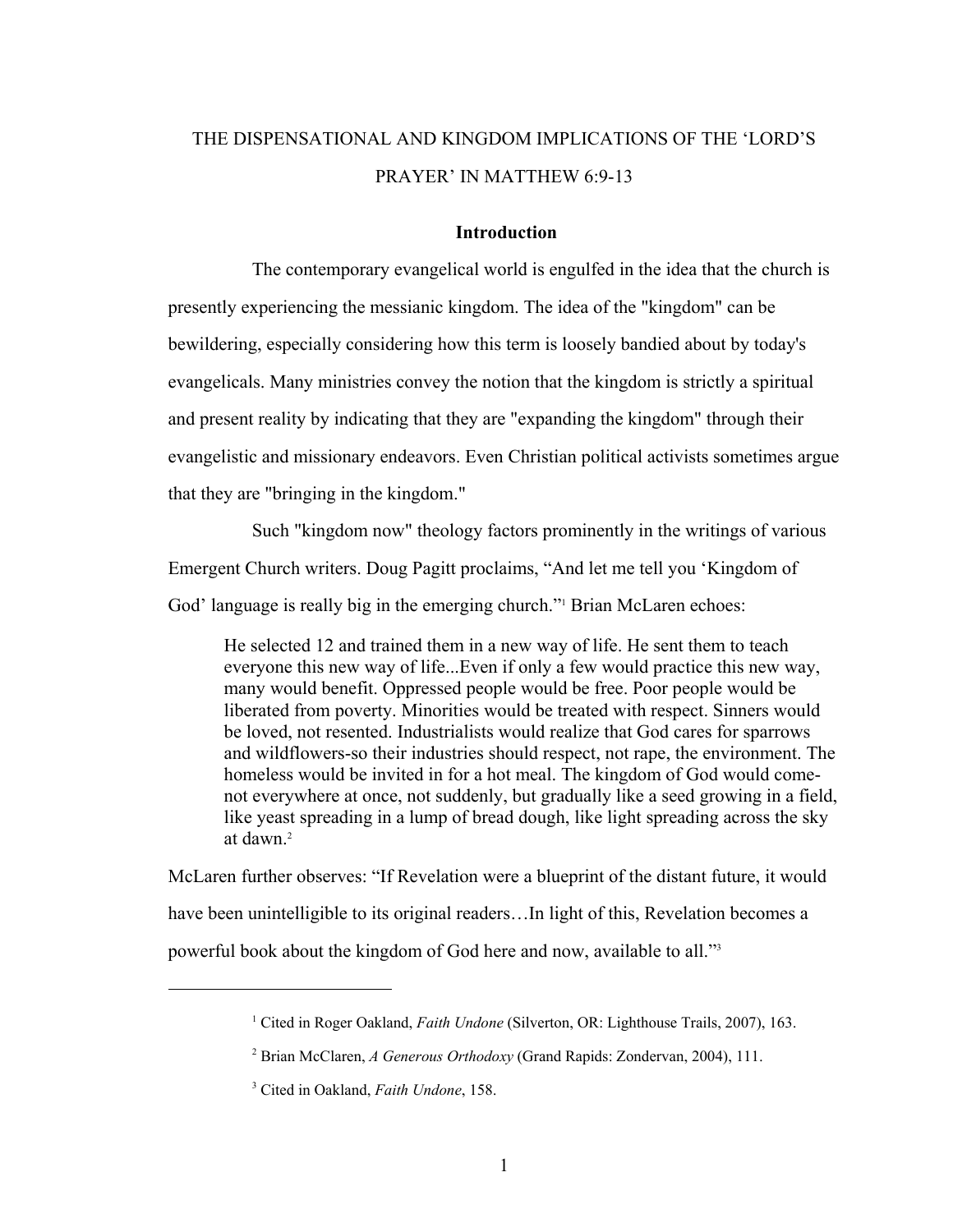# THE DISPENSATIONAL AND KINGDOM IMPLICATIONS OF THE 'LORD'S PRAYER' IN MATTHEW 6:9-13

## Introduction

The contemporary evangelical world is engulfed in the idea that the church is presently experiencing the messianic kingdom. The idea of the "kingdom" can be bewildering, especially considering how this term is loosely bandied about by today's evangelicals. Many ministries convey the notion that the kingdom is strictly a spiritual and present reality by indicating that they are "expanding the kingdom" through their evangelistic and missionary endeavors. Even Christian political activists sometimes argue that they are "bringing in the kingdom."

Such "kingdom now" theology factors prominently in the writings of various Emergent Church writers. Doug Pagitt proclaims, "And let me tell you 'Kingdom of God' language is really big in the emerging church."[1] Brian McLaren echoes:

> He selected 12 and trained them in a new way of life. He sent them to teach everyone this new way of life...Even if only a few would practice this new way, many would benefit. Oppressed people would be free. Poor people would be liberated from poverty. Minorities would be treated with respect. Sinners would be loved, not resented. Industrialists would realize that God cares for sparrows and wildflowers-so their industries should respect, not rape, the environment. The homeless would be invited in for a hot meal. The kingdom of God would come-not everywhere at once, not suddenly, but gradually like a seed growing in a field, like yeast spreading in a lump of bread dough, like light spreading across the sky at dawn.[2]

McLaren further observes: "If Revelation were a blueprint of the distant future, it would have been unintelligible to its original readers…In light of this, Revelation becomes a powerful book about the kingdom of God here and now, available to all."[3]

---

[1] Cited in Roger Oakland, *Faith Undone* (Silverton, OR: Lighthouse Trails, 2007), 163.

[2] Brian McClaren, *A Generous Orthodoxy* (Grand Rapids: Zondervan, 2004), 111.

[3] Cited in Oakland, *Faith Undone*, 158.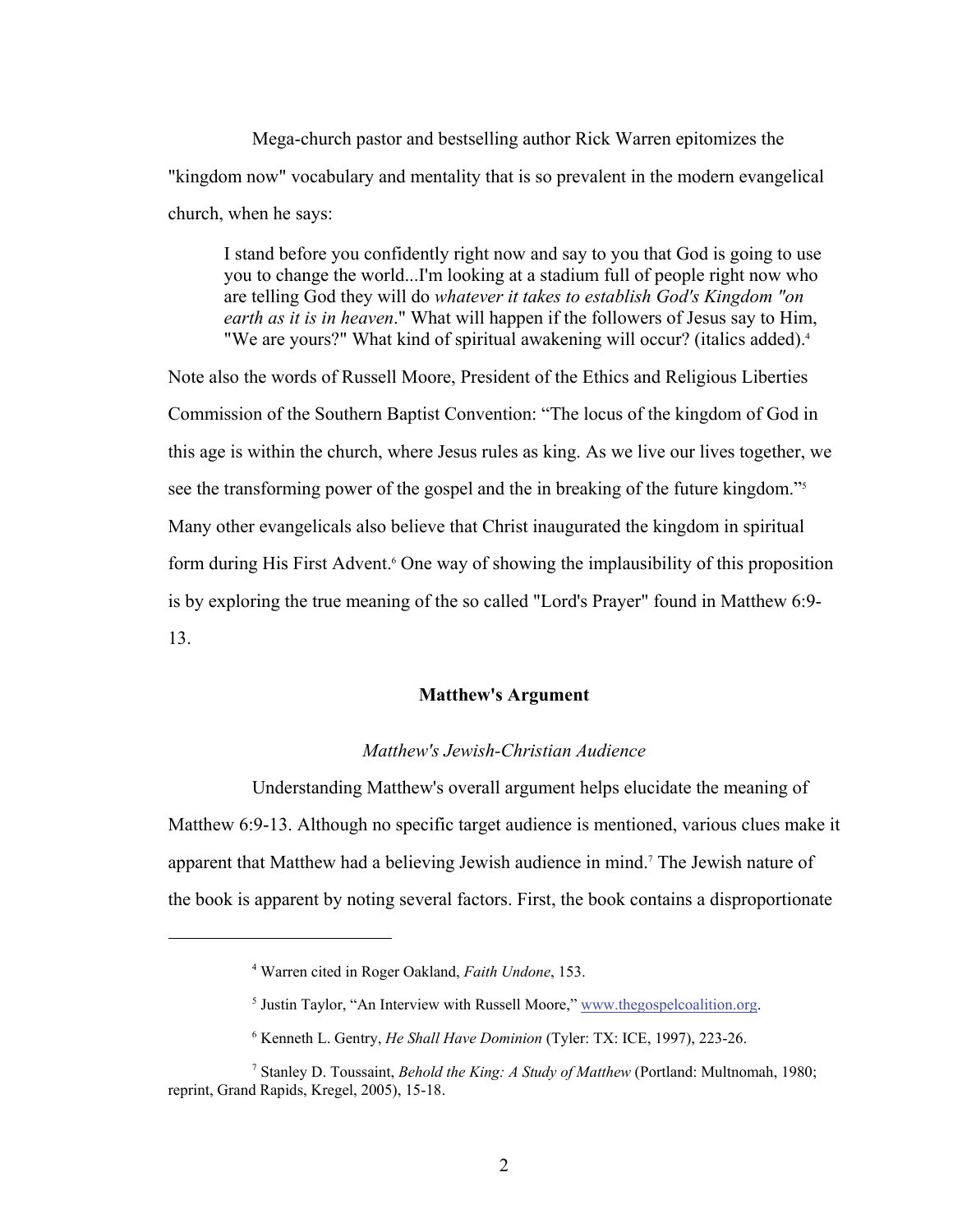Mega-church pastor and bestselling author Rick Warren epitomizes the "kingdom now" vocabulary and mentality that is so prevalent in the modern evangelical church, when he says:

> I stand before you confidently right now and say to you that God is going to use you to change the world...I'm looking at a stadium full of people right now who are telling God they will do *whatever it takes to establish God's Kingdom "on earth as it is in heaven*." What will happen if the followers of Jesus say to Him, "We are yours?" What kind of spiritual awakening will occur? (italics added).[4]

Note also the words of Russell Moore, President of the Ethics and Religious Liberties Commission of the Southern Baptist Convention: "The locus of the kingdom of God in this age is within the church, where Jesus rules as king. As we live our lives together, we see the transforming power of the gospel and the in breaking of the future kingdom."[5] Many other evangelicals also believe that Christ inaugurated the kingdom in spiritual form during His First Advent.[6] One way of showing the implausibility of this proposition is by exploring the true meaning of the so called "Lord's Prayer" found in Matthew 6:9-13.

## Matthew's Argument

### *Matthew's Jewish-Christian Audience*

Understanding Matthew's overall argument helps elucidate the meaning of Matthew 6:9-13. Although no specific target audience is mentioned, various clues make it apparent that Matthew had a believing Jewish audience in mind.[7] The Jewish nature of the book is apparent by noting several factors. First, the book contains a disproportionate

---

[4] Warren cited in Roger Oakland, *Faith Undone*, 153.

[5] Justin Taylor, "An Interview with Russell Moore," www.thegospelcoalition.org.

[6] Kenneth L. Gentry, *He Shall Have Dominion* (Tyler: TX: ICE, 1997), 223-26.

[7] Stanley D. Toussaint, *Behold the King: A Study of Matthew* (Portland: Multnomah, 1980; reprint, Grand Rapids, Kregel, 2005), 15-18.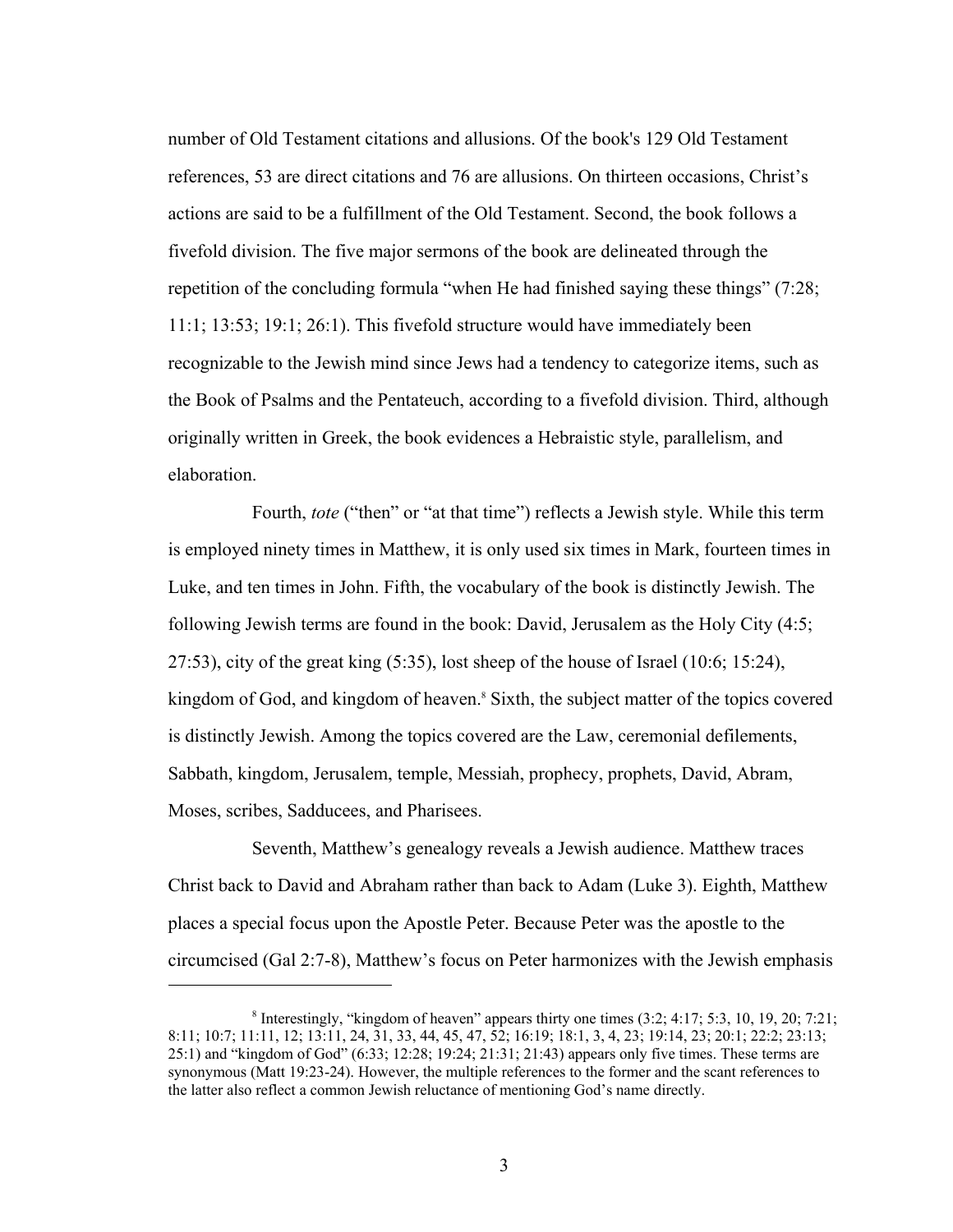number of Old Testament citations and allusions. Of the book's 129 Old Testament references, 53 are direct citations and 76 are allusions. On thirteen occasions, Christ's actions are said to be a fulfillment of the Old Testament. Second, the book follows a fivefold division. The five major sermons of the book are delineated through the repetition of the concluding formula "when He had finished saying these things" (7:28; 11:1; 13:53; 19:1; 26:1). This fivefold structure would have immediately been recognizable to the Jewish mind since Jews had a tendency to categorize items, such as the Book of Psalms and the Pentateuch, according to a fivefold division. Third, although originally written in Greek, the book evidences a Hebraistic style, parallelism, and elaboration.

Fourth, *tote* ("then" or "at that time") reflects a Jewish style. While this term is employed ninety times in Matthew, it is only used six times in Mark, fourteen times in Luke, and ten times in John. Fifth, the vocabulary of the book is distinctly Jewish. The following Jewish terms are found in the book: David, Jerusalem as the Holy City (4:5; 27:53), city of the great king (5:35), lost sheep of the house of Israel (10:6; 15:24), kingdom of God, and kingdom of heaven.[8] Sixth, the subject matter of the topics covered is distinctly Jewish. Among the topics covered are the Law, ceremonial defilements, Sabbath, kingdom, Jerusalem, temple, Messiah, prophecy, prophets, David, Abram, Moses, scribes, Sadducees, and Pharisees.

Seventh, Matthew's genealogy reveals a Jewish audience. Matthew traces Christ back to David and Abraham rather than back to Adam (Luke 3). Eighth, Matthew places a special focus upon the Apostle Peter. Because Peter was the apostle to the circumcised (Gal 2:7-8), Matthew's focus on Peter harmonizes with the Jewish emphasis

---

[8] Interestingly, "kingdom of heaven" appears thirty one times (3:2; 4:17; 5:3, 10, 19, 20; 7:21; 8:11; 10:7; 11:11, 12; 13:11, 24, 31, 33, 44, 45, 47, 52; 16:19; 18:1, 3, 4, 23; 19:14, 23; 20:1; 22:2; 23:13; 25:1) and "kingdom of God" (6:33; 12:28; 19:24; 21:31; 21:43) appears only five times. These terms are synonymous (Matt 19:23-24). However, the multiple references to the former and the scant references to the latter also reflect a common Jewish reluctance of mentioning God's name directly.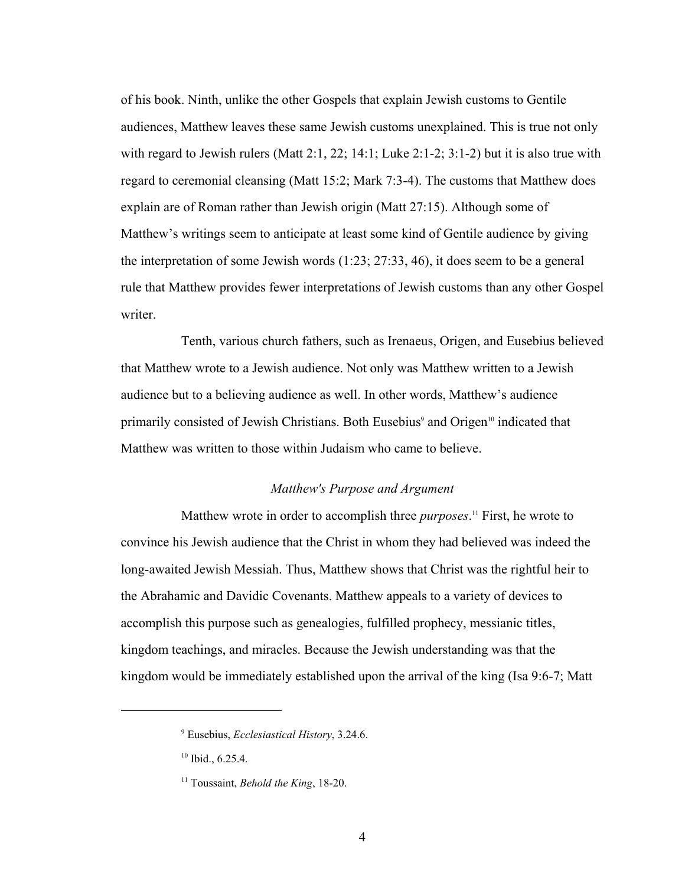of his book. Ninth, unlike the other Gospels that explain Jewish customs to Gentile audiences, Matthew leaves these same Jewish customs unexplained. This is true not only with regard to Jewish rulers (Matt 2:1, 22; 14:1; Luke 2:1-2; 3:1-2) but it is also true with regard to ceremonial cleansing (Matt 15:2; Mark 7:3-4). The customs that Matthew does explain are of Roman rather than Jewish origin (Matt 27:15). Although some of Matthew's writings seem to anticipate at least some kind of Gentile audience by giving the interpretation of some Jewish words (1:23; 27:33, 46), it does seem to be a general rule that Matthew provides fewer interpretations of Jewish customs than any other Gospel writer.

Tenth, various church fathers, such as Irenaeus, Origen, and Eusebius believed that Matthew wrote to a Jewish audience. Not only was Matthew written to a Jewish audience but to a believing audience as well. In other words, Matthew's audience primarily consisted of Jewish Christians. Both Eusebius[9] and Origen[10] indicated that Matthew was written to those within Judaism who came to believe.

### *Matthew's Purpose and Argument*

Matthew wrote in order to accomplish three *purposes*.[11] First, he wrote to convince his Jewish audience that the Christ in whom they had believed was indeed the long-awaited Jewish Messiah. Thus, Matthew shows that Christ was the rightful heir to the Abrahamic and Davidic Covenants. Matthew appeals to a variety of devices to accomplish this purpose such as genealogies, fulfilled prophecy, messianic titles, kingdom teachings, and miracles. Because the Jewish understanding was that the kingdom would be immediately established upon the arrival of the king (Isa 9:6-7; Matt

---

[9] Eusebius, *Ecclesiastical History*, 3.24.6.

[10] Ibid., 6.25.4.

[11] Toussaint, *Behold the King*, 18-20.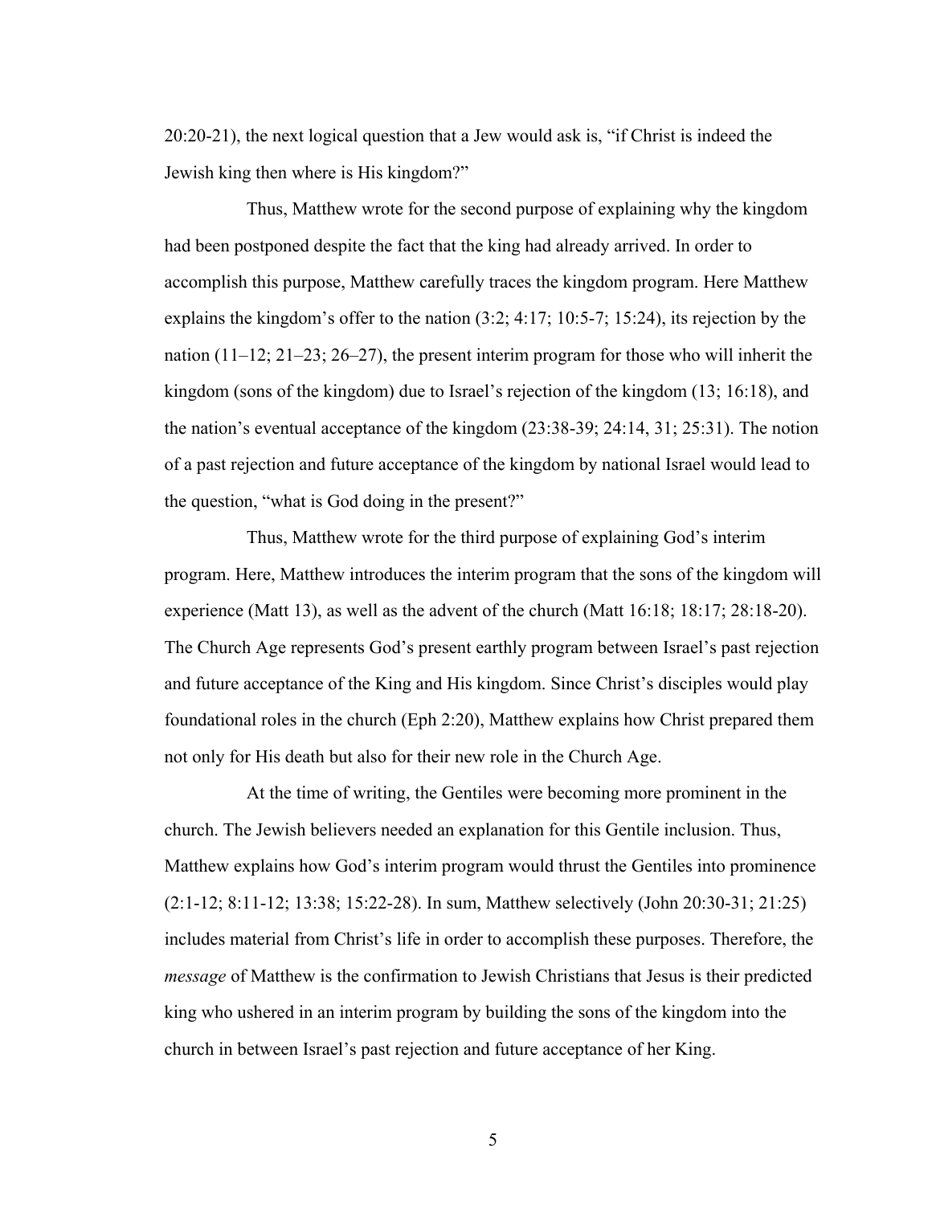20:20-21), the next logical question that a Jew would ask is, "if Christ is indeed the Jewish king then where is His kingdom?"

Thus, Matthew wrote for the second purpose of explaining why the kingdom had been postponed despite the fact that the king had already arrived. In order to accomplish this purpose, Matthew carefully traces the kingdom program. Here Matthew explains the kingdom's offer to the nation (3:2; 4:17; 10:5-7; 15:24), its rejection by the nation (11–12; 21–23; 26–27), the present interim program for those who will inherit the kingdom (sons of the kingdom) due to Israel's rejection of the kingdom (13; 16:18), and the nation's eventual acceptance of the kingdom (23:38-39; 24:14, 31; 25:31). The notion of a past rejection and future acceptance of the kingdom by national Israel would lead to the question, "what is God doing in the present?"

Thus, Matthew wrote for the third purpose of explaining God's interim program. Here, Matthew introduces the interim program that the sons of the kingdom will experience (Matt 13), as well as the advent of the church (Matt 16:18; 18:17; 28:18-20). The Church Age represents God's present earthly program between Israel's past rejection and future acceptance of the King and His kingdom. Since Christ's disciples would play foundational roles in the church (Eph 2:20), Matthew explains how Christ prepared them not only for His death but also for their new role in the Church Age.

At the time of writing, the Gentiles were becoming more prominent in the church. The Jewish believers needed an explanation for this Gentile inclusion. Thus, Matthew explains how God's interim program would thrust the Gentiles into prominence (2:1-12; 8:11-12; 13:38; 15:22-28). In sum, Matthew selectively (John 20:30-31; 21:25) includes material from Christ's life in order to accomplish these purposes. Therefore, the *message* of Matthew is the confirmation to Jewish Christians that Jesus is their predicted king who ushered in an interim program by building the sons of the kingdom into the church in between Israel's past rejection and future acceptance of her King.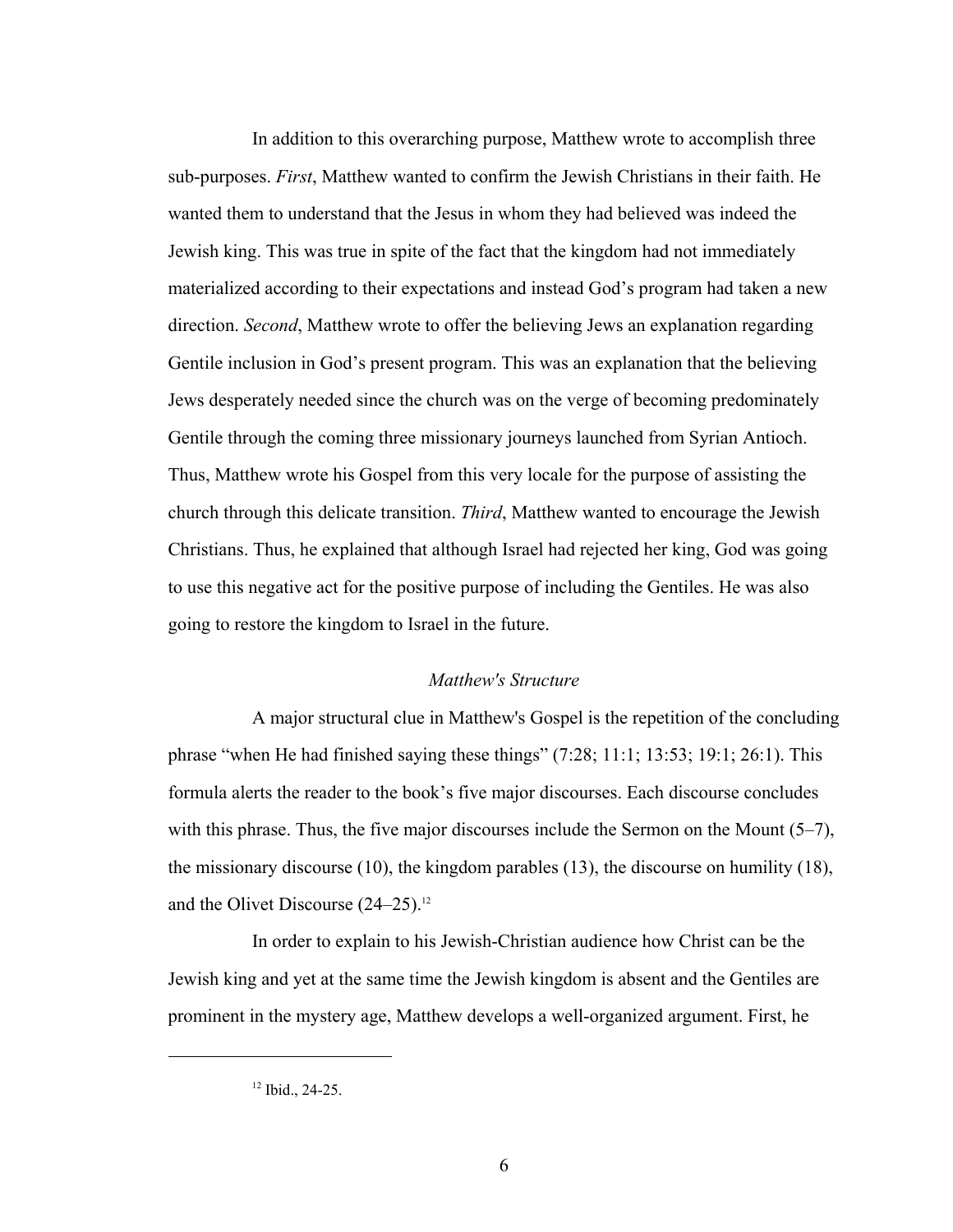In addition to this overarching purpose, Matthew wrote to accomplish three sub-purposes. *First*, Matthew wanted to confirm the Jewish Christians in their faith. He wanted them to understand that the Jesus in whom they had believed was indeed the Jewish king. This was true in spite of the fact that the kingdom had not immediately materialized according to their expectations and instead God's program had taken a new direction. *Second*, Matthew wrote to offer the believing Jews an explanation regarding Gentile inclusion in God's present program. This was an explanation that the believing Jews desperately needed since the church was on the verge of becoming predominately Gentile through the coming three missionary journeys launched from Syrian Antioch. Thus, Matthew wrote his Gospel from this very locale for the purpose of assisting the church through this delicate transition. *Third*, Matthew wanted to encourage the Jewish Christians. Thus, he explained that although Israel had rejected her king, God was going to use this negative act for the positive purpose of including the Gentiles. He was also going to restore the kingdom to Israel in the future.

### *Matthew's Structure*

A major structural clue in Matthew's Gospel is the repetition of the concluding phrase "when He had finished saying these things" (7:28; 11:1; 13:53; 19:1; 26:1). This formula alerts the reader to the book's five major discourses. Each discourse concludes with this phrase. Thus, the five major discourses include the Sermon on the Mount (5–7), the missionary discourse (10), the kingdom parables (13), the discourse on humility (18), and the Olivet Discourse (24–25).[12]

In order to explain to his Jewish-Christian audience how Christ can be the Jewish king and yet at the same time the Jewish kingdom is absent and the Gentiles are prominent in the mystery age, Matthew develops a well-organized argument. First, he

---

[12] Ibid., 24-25.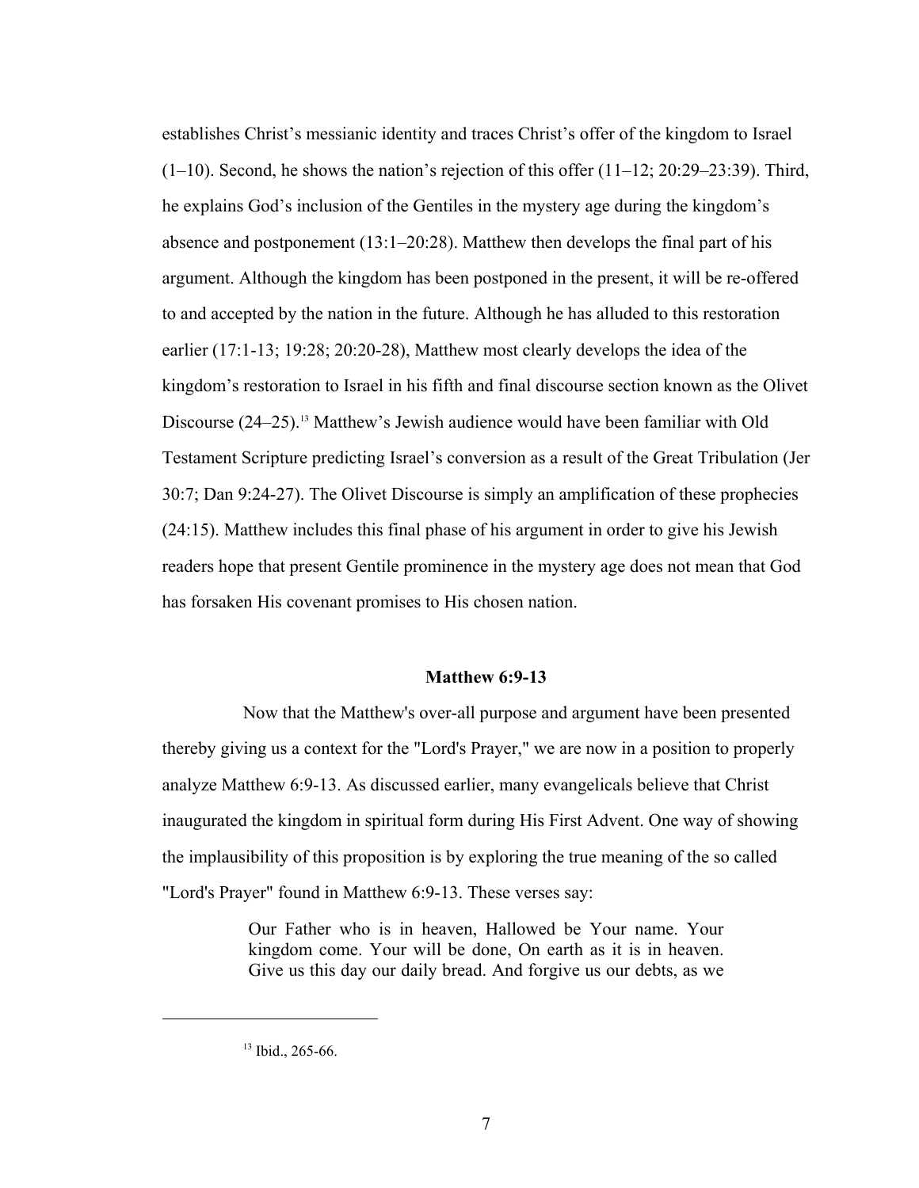establishes Christ's messianic identity and traces Christ's offer of the kingdom to Israel (1–10). Second, he shows the nation's rejection of this offer (11–12; 20:29–23:39). Third, he explains God's inclusion of the Gentiles in the mystery age during the kingdom's absence and postponement (13:1–20:28). Matthew then develops the final part of his argument. Although the kingdom has been postponed in the present, it will be re-offered to and accepted by the nation in the future. Although he has alluded to this restoration earlier (17:1-13; 19:28; 20:20-28), Matthew most clearly develops the idea of the kingdom's restoration to Israel in his fifth and final discourse section known as the Olivet Discourse (24–25).[13] Matthew's Jewish audience would have been familiar with Old Testament Scripture predicting Israel's conversion as a result of the Great Tribulation (Jer 30:7; Dan 9:24-27). The Olivet Discourse is simply an amplification of these prophecies (24:15). Matthew includes this final phase of his argument in order to give his Jewish readers hope that present Gentile prominence in the mystery age does not mean that God has forsaken His covenant promises to His chosen nation.

## Matthew 6:9-13

Now that the Matthew's over-all purpose and argument have been presented thereby giving us a context for the "Lord's Prayer," we are now in a position to properly analyze Matthew 6:9-13. As discussed earlier, many evangelicals believe that Christ inaugurated the kingdom in spiritual form during His First Advent. One way of showing the implausibility of this proposition is by exploring the true meaning of the so called "Lord's Prayer" found in Matthew 6:9-13. These verses say:

> Our Father who is in heaven, Hallowed be Your name. Your kingdom come. Your will be done, On earth as it is in heaven. Give us this day our daily bread. And forgive us our debts, as we

[13] Ibid., 265-66.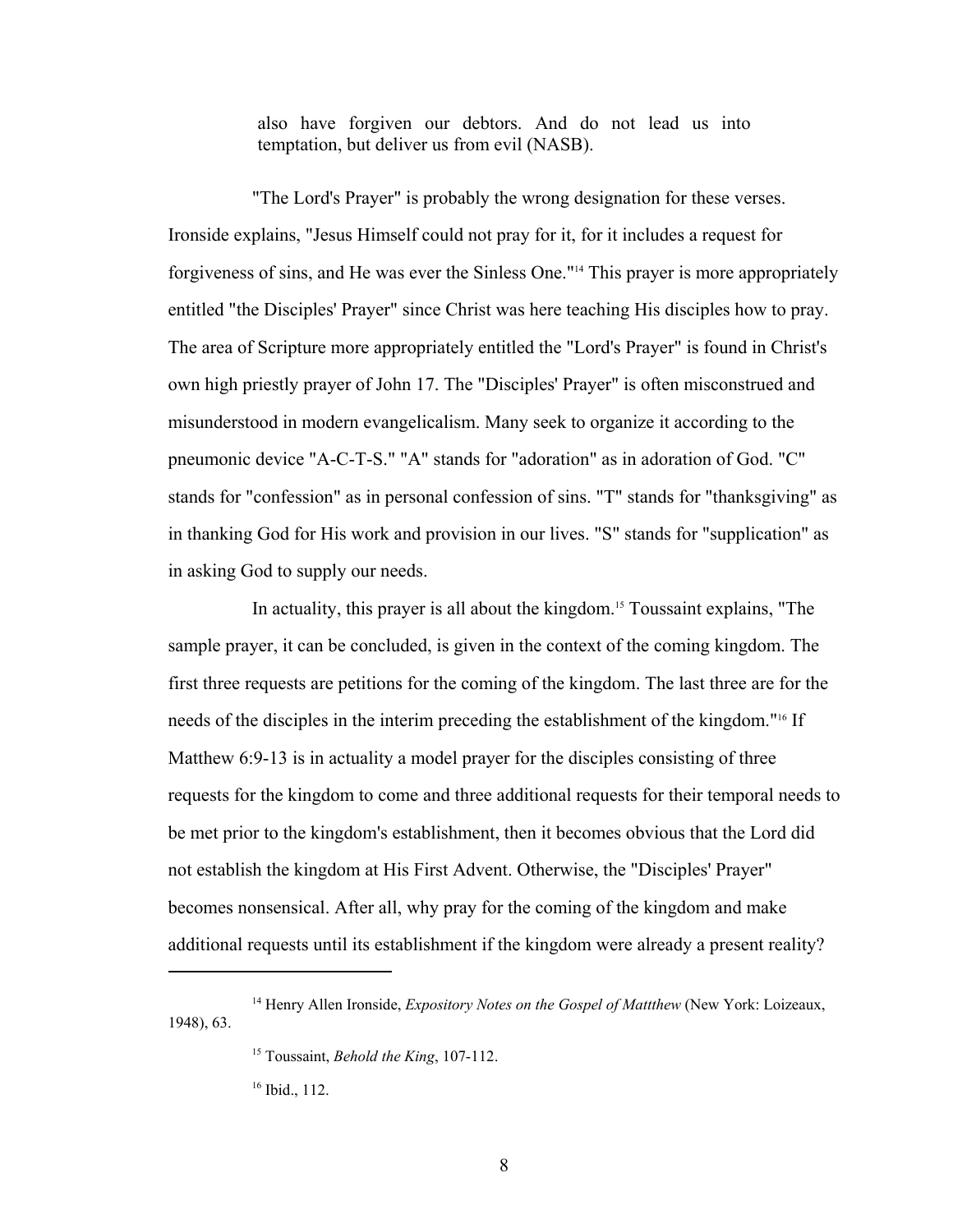> also have forgiven our debtors. And do not lead us into temptation, but deliver us from evil (NASB).

"The Lord's Prayer" is probably the wrong designation for these verses. Ironside explains, "Jesus Himself could not pray for it, for it includes a request for forgiveness of sins, and He was ever the Sinless One."[14] This prayer is more appropriately entitled "the Disciples' Prayer" since Christ was here teaching His disciples how to pray. The area of Scripture more appropriately entitled the "Lord's Prayer" is found in Christ's own high priestly prayer of John 17. The "Disciples' Prayer" is often misconstrued and misunderstood in modern evangelicalism. Many seek to organize it according to the pneumonic device "A-C-T-S." "A" stands for "adoration" as in adoration of God. "C" stands for "confession" as in personal confession of sins. "T" stands for "thanksgiving" as in thanking God for His work and provision in our lives. "S" stands for "supplication" as in asking God to supply our needs.

In actuality, this prayer is all about the kingdom.[15] Toussaint explains, "The sample prayer, it can be concluded, is given in the context of the coming kingdom. The first three requests are petitions for the coming of the kingdom. The last three are for the needs of the disciples in the interim preceding the establishment of the kingdom."[16] If Matthew 6:9-13 is in actuality a model prayer for the disciples consisting of three requests for the kingdom to come and three additional requests for their temporal needs to be met prior to the kingdom's establishment, then it becomes obvious that the Lord did not establish the kingdom at His First Advent. Otherwise, the "Disciples' Prayer" becomes nonsensical. After all, why pray for the coming of the kingdom and make additional requests until its establishment if the kingdom were already a present reality?

---

[14] Henry Allen Ironside, *Expository Notes on the Gospel of Mattthew* (New York: Loizeaux, 1948), 63.

[15] Toussaint, *Behold the King*, 107-112.

[16] Ibid., 112.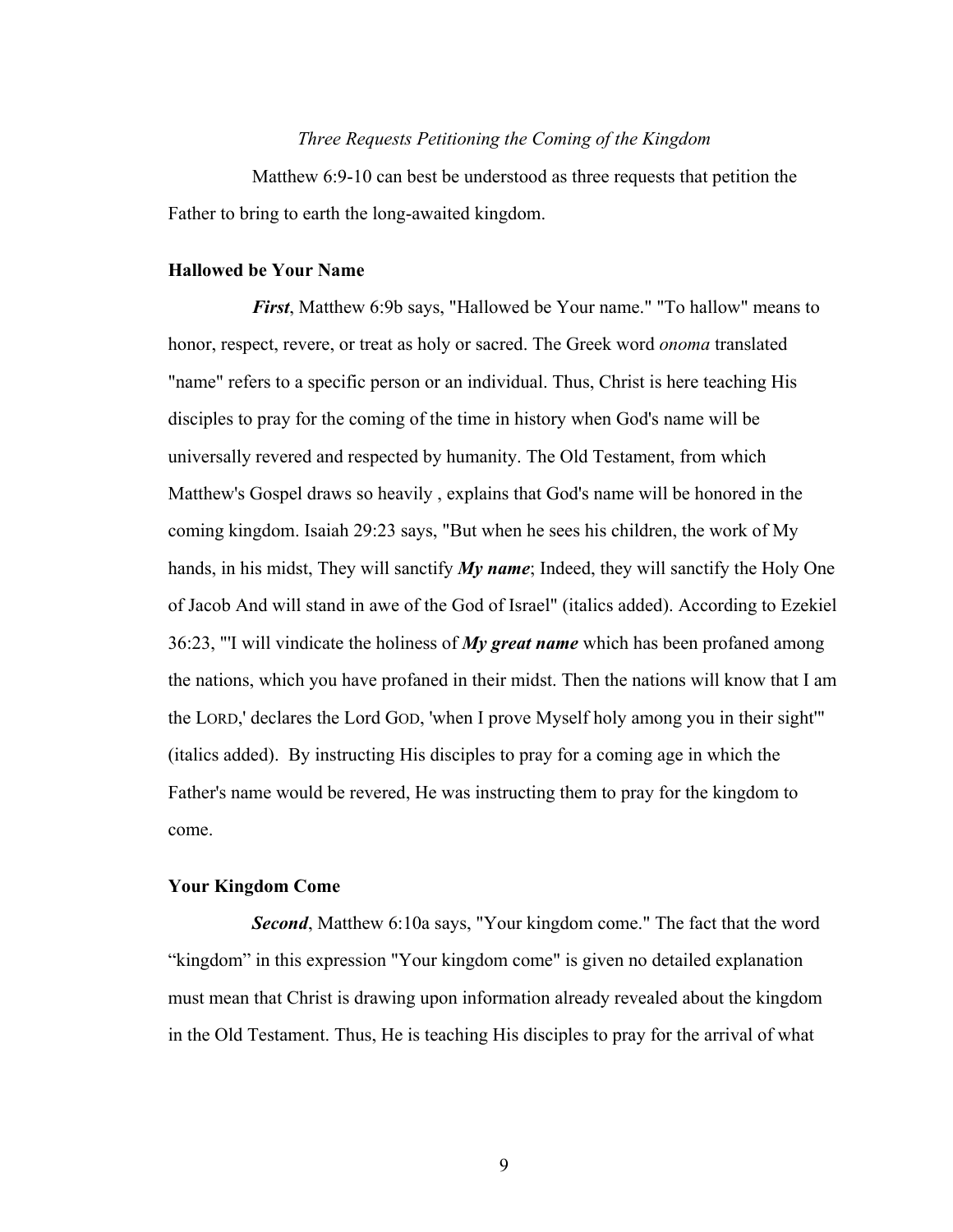*Three Requests Petitioning the Coming of the Kingdom*

Matthew 6:9-10 can best be understood as three requests that petition the Father to bring to earth the long-awaited kingdom.

### Hallowed be Your Name

***First***, Matthew 6:9b says, "Hallowed be Your name." "To hallow" means to honor, respect, revere, or treat as holy or sacred. The Greek word *onoma* translated "name" refers to a specific person or an individual. Thus, Christ is here teaching His disciples to pray for the coming of the time in history when God's name will be universally revered and respected by humanity. The Old Testament, from which Matthew's Gospel draws so heavily , explains that God's name will be honored in the coming kingdom. Isaiah 29:23 says, "But when he sees his children, the work of My hands, in his midst, They will sanctify ***My name***; Indeed, they will sanctify the Holy One of Jacob And will stand in awe of the God of Israel" (italics added). According to Ezekiel 36:23, "'I will vindicate the holiness of ***My great name*** which has been profaned among the nations, which you have profaned in their midst. Then the nations will know that I am the LORD,' declares the Lord GOD, 'when I prove Myself holy among you in their sight'" (italics added). By instructing His disciples to pray for a coming age in which the Father's name would be revered, He was instructing them to pray for the kingdom to come.

### Your Kingdom Come

***Second***, Matthew 6:10a says, "Your kingdom come." The fact that the word "kingdom" in this expression "Your kingdom come" is given no detailed explanation must mean that Christ is drawing upon information already revealed about the kingdom in the Old Testament. Thus, He is teaching His disciples to pray for the arrival of what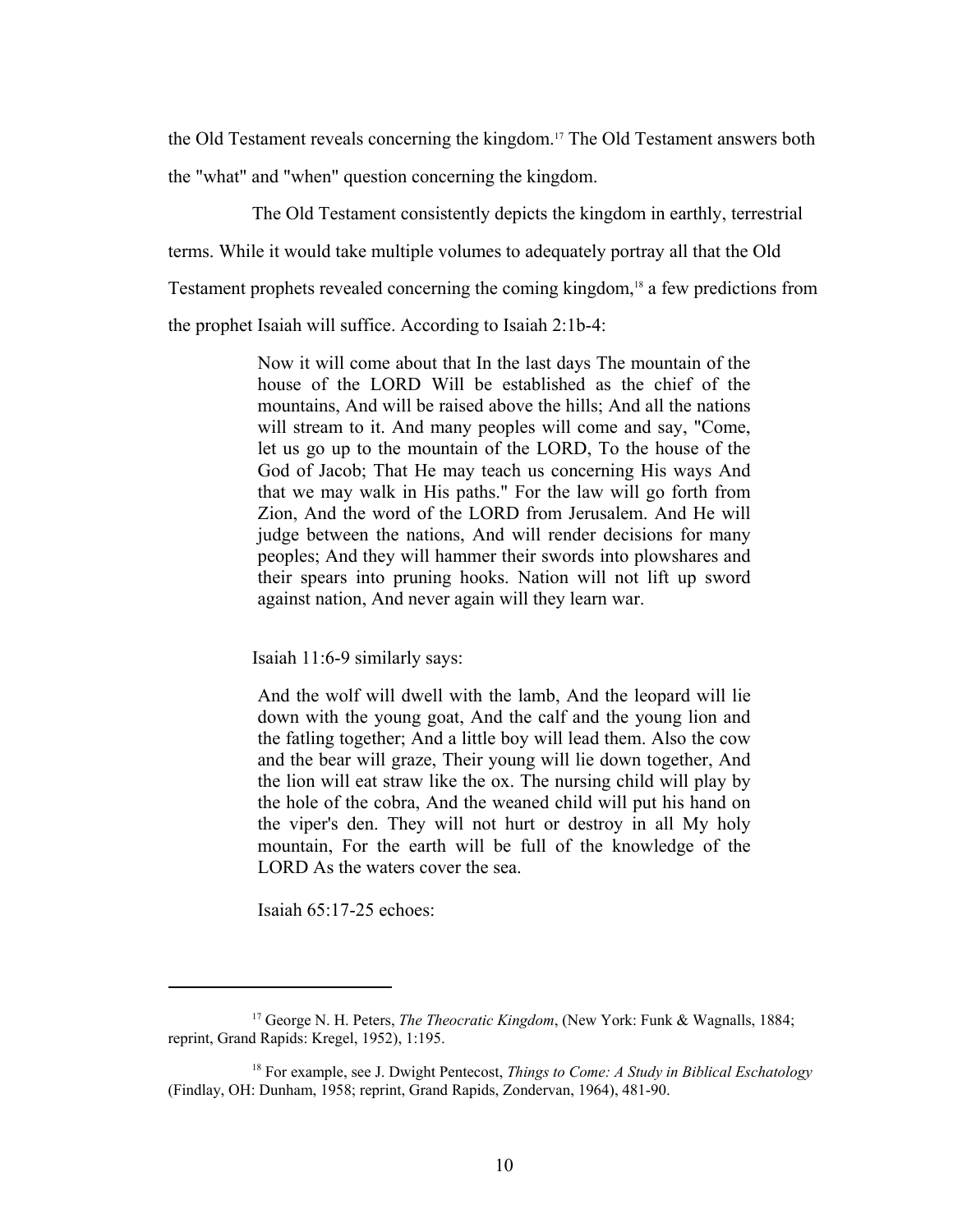the Old Testament reveals concerning the kingdom.[17] The Old Testament answers both the "what" and "when" question concerning the kingdom.

The Old Testament consistently depicts the kingdom in earthly, terrestrial terms. While it would take multiple volumes to adequately portray all that the Old Testament prophets revealed concerning the coming kingdom,[18] a few predictions from the prophet Isaiah will suffice. According to Isaiah 2:1b-4:

> Now it will come about that In the last days The mountain of the house of the LORD Will be established as the chief of the mountains, And will be raised above the hills; And all the nations will stream to it. And many peoples will come and say, "Come, let us go up to the mountain of the LORD, To the house of the God of Jacob; That He may teach us concerning His ways And that we may walk in His paths." For the law will go forth from Zion, And the word of the LORD from Jerusalem. And He will judge between the nations, And will render decisions for many peoples; And they will hammer their swords into plowshares and their spears into pruning hooks. Nation will not lift up sword against nation, And never again will they learn war.

Isaiah 11:6-9 similarly says:

> And the wolf will dwell with the lamb, And the leopard will lie down with the young goat, And the calf and the young lion and the fatling together; And a little boy will lead them. Also the cow and the bear will graze, Their young will lie down together, And the lion will eat straw like the ox. The nursing child will play by the hole of the cobra, And the weaned child will put his hand on the viper's den. They will not hurt or destroy in all My holy mountain, For the earth will be full of the knowledge of the LORD As the waters cover the sea.

Isaiah 65:17-25 echoes:

---

[17] George N. H. Peters, *The Theocratic Kingdom*, (New York: Funk & Wagnalls, 1884; reprint, Grand Rapids: Kregel, 1952), 1:195.

[18] For example, see J. Dwight Pentecost, *Things to Come: A Study in Biblical Eschatology* (Findlay, OH: Dunham, 1958; reprint, Grand Rapids, Zondervan, 1964), 481-90.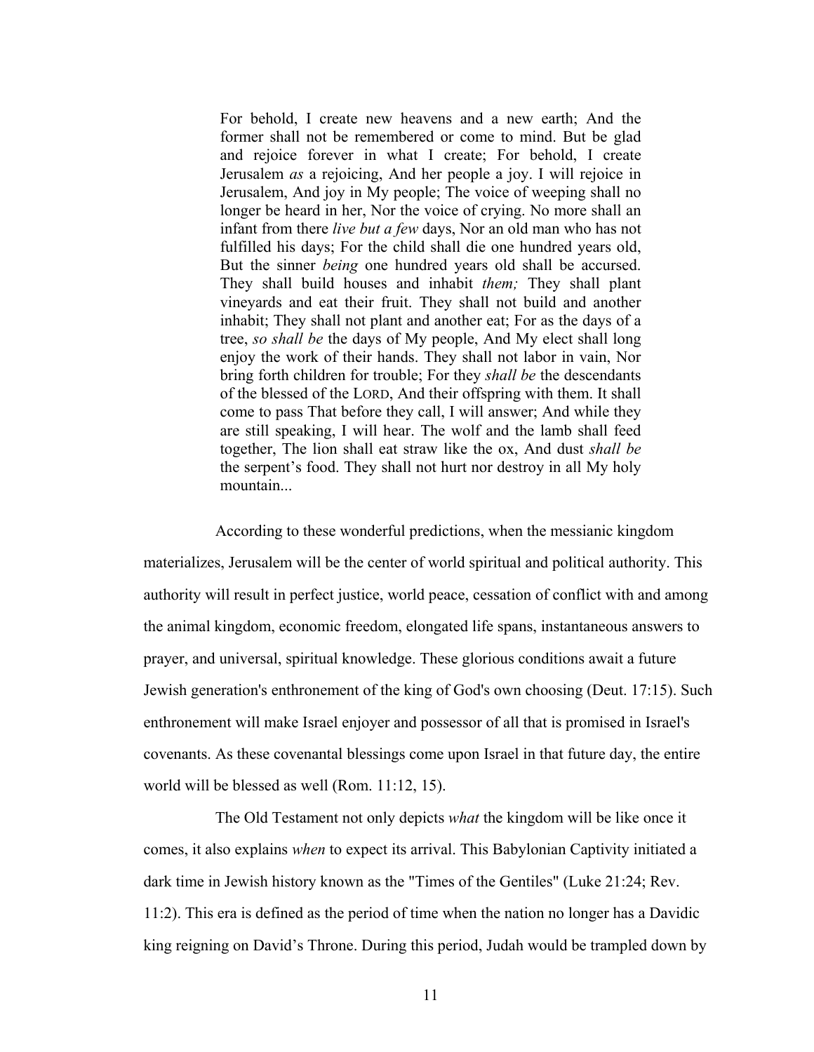> For behold, I create new heavens and a new earth; And the former shall not be remembered or come to mind. But be glad and rejoice forever in what I create; For behold, I create Jerusalem *as* a rejoicing, And her people a joy. I will rejoice in Jerusalem, And joy in My people; The voice of weeping shall no longer be heard in her, Nor the voice of crying. No more shall an infant from there *live but a few* days, Nor an old man who has not fulfilled his days; For the child shall die one hundred years old, But the sinner *being* one hundred years old shall be accursed. They shall build houses and inhabit *them;* They shall plant vineyards and eat their fruit. They shall not build and another inhabit; They shall not plant and another eat; For as the days of a tree, *so shall be* the days of My people, And My elect shall long enjoy the work of their hands. They shall not labor in vain, Nor bring forth children for trouble; For they *shall be* the descendants of the blessed of the LORD, And their offspring with them. It shall come to pass That before they call, I will answer; And while they are still speaking, I will hear. The wolf and the lamb shall feed together, The lion shall eat straw like the ox, And dust *shall be* the serpent's food. They shall not hurt nor destroy in all My holy mountain...

According to these wonderful predictions, when the messianic kingdom materializes, Jerusalem will be the center of world spiritual and political authority. This authority will result in perfect justice, world peace, cessation of conflict with and among the animal kingdom, economic freedom, elongated life spans, instantaneous answers to prayer, and universal, spiritual knowledge. These glorious conditions await a future Jewish generation's enthronement of the king of God's own choosing (Deut. 17:15). Such enthronement will make Israel enjoyer and possessor of all that is promised in Israel's covenants. As these covenantal blessings come upon Israel in that future day, the entire world will be blessed as well (Rom. 11:12, 15).

The Old Testament not only depicts *what* the kingdom will be like once it comes, it also explains *when* to expect its arrival. This Babylonian Captivity initiated a dark time in Jewish history known as the "Times of the Gentiles" (Luke 21:24; Rev. 11:2). This era is defined as the period of time when the nation no longer has a Davidic king reigning on David's Throne. During this period, Judah would be trampled down by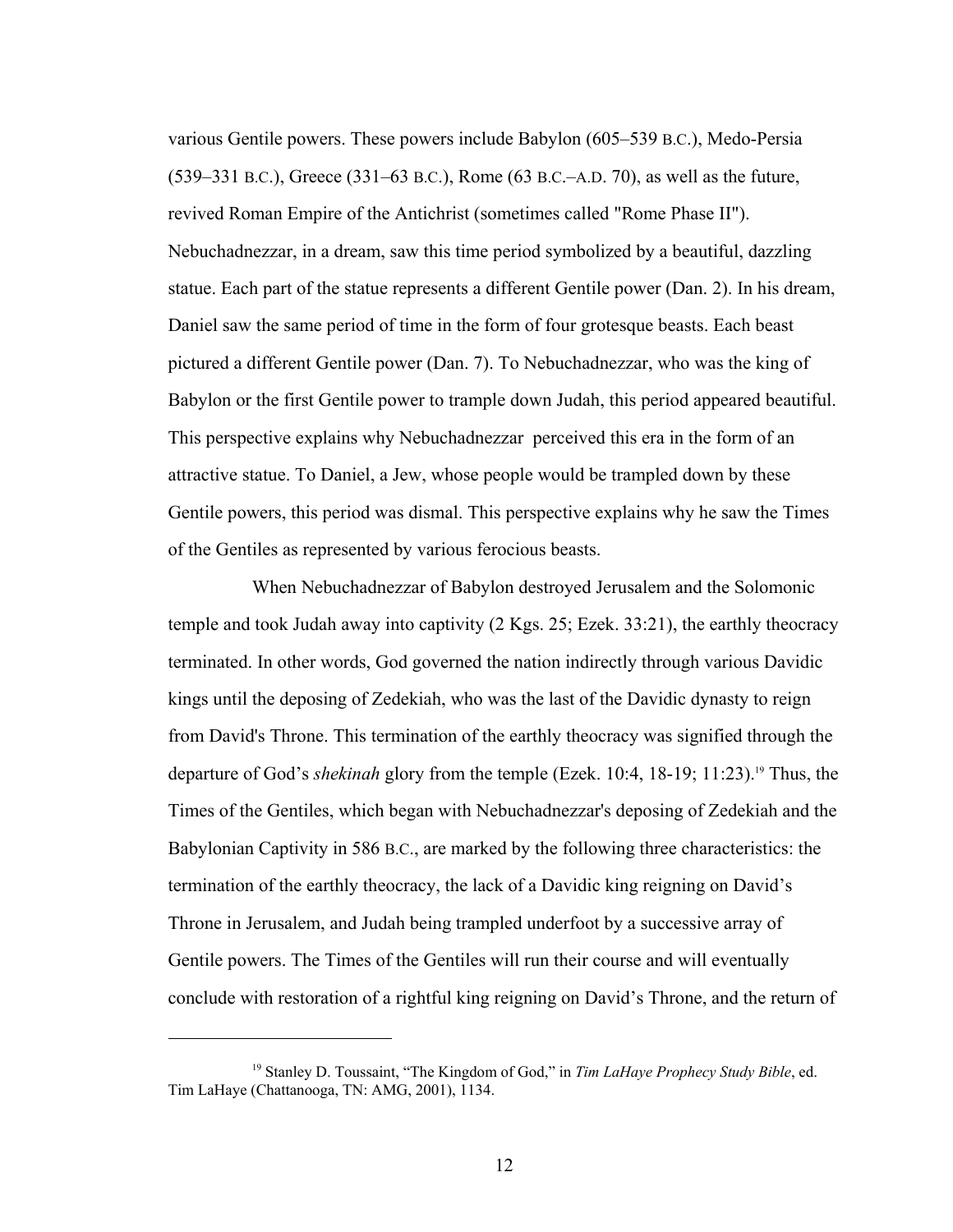various Gentile powers. These powers include Babylon (605–539 B.C.), Medo-Persia (539–331 B.C.), Greece (331–63 B.C.), Rome (63 B.C.–A.D. 70), as well as the future, revived Roman Empire of the Antichrist (sometimes called "Rome Phase II"). Nebuchadnezzar, in a dream, saw this time period symbolized by a beautiful, dazzling statue. Each part of the statue represents a different Gentile power (Dan. 2). In his dream, Daniel saw the same period of time in the form of four grotesque beasts. Each beast pictured a different Gentile power (Dan. 7). To Nebuchadnezzar, who was the king of Babylon or the first Gentile power to trample down Judah, this period appeared beautiful. This perspective explains why Nebuchadnezzar perceived this era in the form of an attractive statue. To Daniel, a Jew, whose people would be trampled down by these Gentile powers, this period was dismal. This perspective explains why he saw the Times of the Gentiles as represented by various ferocious beasts.

When Nebuchadnezzar of Babylon destroyed Jerusalem and the Solomonic temple and took Judah away into captivity (2 Kgs. 25; Ezek. 33:21), the earthly theocracy terminated. In other words, God governed the nation indirectly through various Davidic kings until the deposing of Zedekiah, who was the last of the Davidic dynasty to reign from David's Throne. This termination of the earthly theocracy was signified through the departure of God's *shekinah* glory from the temple (Ezek. 10:4, 18-19; 11:23).[19] Thus, the Times of the Gentiles, which began with Nebuchadnezzar's deposing of Zedekiah and the Babylonian Captivity in 586 B.C., are marked by the following three characteristics: the termination of the earthly theocracy, the lack of a Davidic king reigning on David's Throne in Jerusalem, and Judah being trampled underfoot by a successive array of Gentile powers. The Times of the Gentiles will run their course and will eventually conclude with restoration of a rightful king reigning on David's Throne, and the return of

---

[19] Stanley D. Toussaint, "The Kingdom of God," in *Tim LaHaye Prophecy Study Bible*, ed. Tim LaHaye (Chattanooga, TN: AMG, 2001), 1134.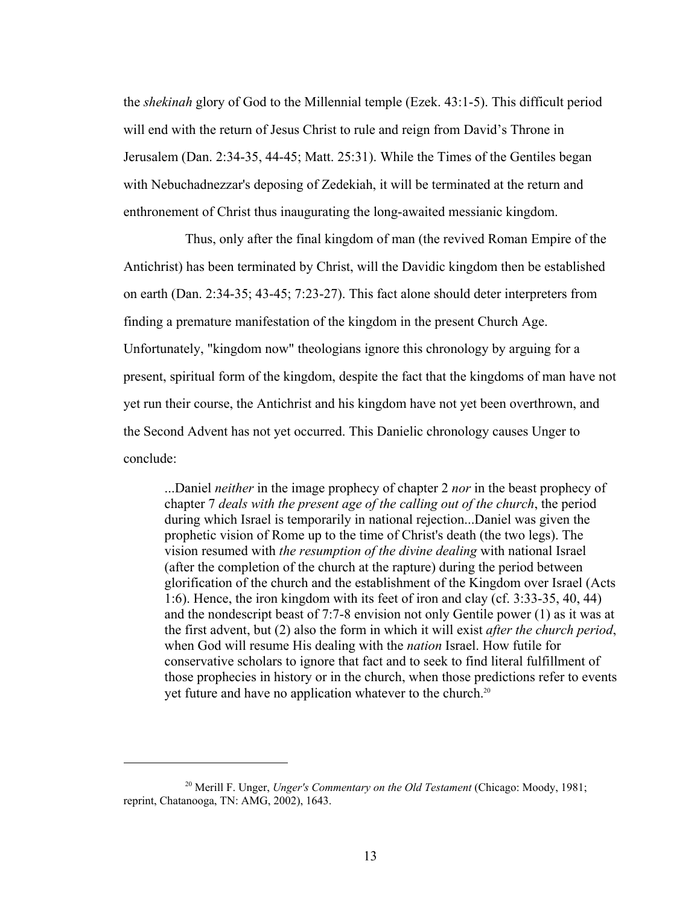the *shekinah* glory of God to the Millennial temple (Ezek. 43:1-5). This difficult period will end with the return of Jesus Christ to rule and reign from David's Throne in Jerusalem (Dan. 2:34-35, 44-45; Matt. 25:31). While the Times of the Gentiles began with Nebuchadnezzar's deposing of Zedekiah, it will be terminated at the return and enthronement of Christ thus inaugurating the long-awaited messianic kingdom.

Thus, only after the final kingdom of man (the revived Roman Empire of the Antichrist) has been terminated by Christ, will the Davidic kingdom then be established on earth (Dan. 2:34-35; 43-45; 7:23-27). This fact alone should deter interpreters from finding a premature manifestation of the kingdom in the present Church Age. Unfortunately, "kingdom now" theologians ignore this chronology by arguing for a present, spiritual form of the kingdom, despite the fact that the kingdoms of man have not yet run their course, the Antichrist and his kingdom have not yet been overthrown, and the Second Advent has not yet occurred. This Danielic chronology causes Unger to conclude:

> ...Daniel *neither* in the image prophecy of chapter 2 *nor* in the beast prophecy of chapter 7 *deals with the present age of the calling out of the church*, the period during which Israel is temporarily in national rejection...Daniel was given the prophetic vision of Rome up to the time of Christ's death (the two legs). The vision resumed with *the resumption of the divine dealing* with national Israel (after the completion of the church at the rapture) during the period between glorification of the church and the establishment of the Kingdom over Israel (Acts 1:6). Hence, the iron kingdom with its feet of iron and clay (cf. 3:33-35, 40, 44) and the nondescript beast of 7:7-8 envision not only Gentile power (1) as it was at the first advent, but (2) also the form in which it will exist *after the church period*, when God will resume His dealing with the *nation* Israel. How futile for conservative scholars to ignore that fact and to seek to find literal fulfillment of those prophecies in history or in the church, when those predictions refer to events yet future and have no application whatever to the church.[20]

---

[20] Merill F. Unger, *Unger's Commentary on the Old Testament* (Chicago: Moody, 1981; reprint, Chatanooga, TN: AMG, 2002), 1643.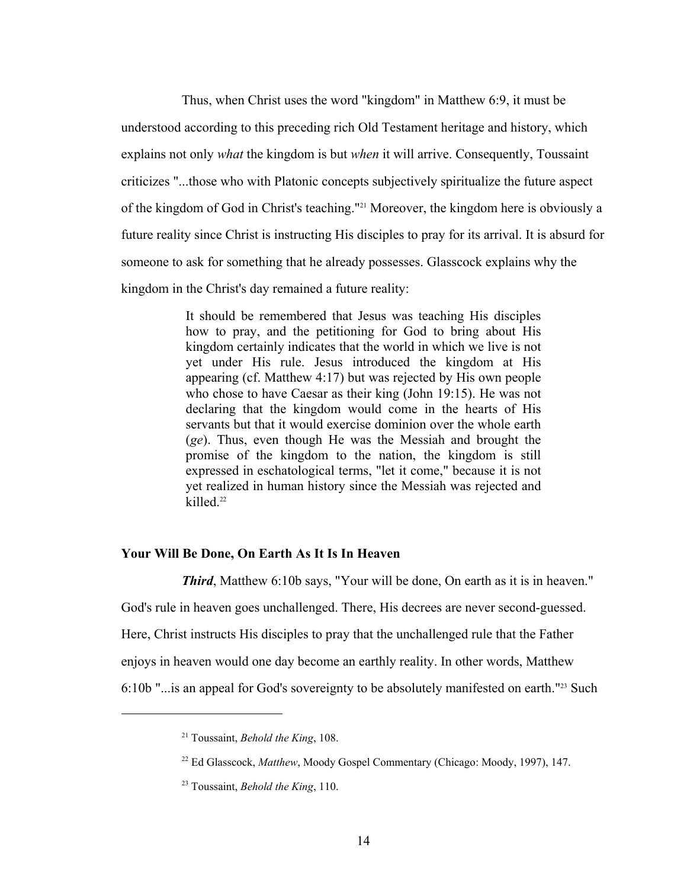Thus, when Christ uses the word "kingdom" in Matthew 6:9, it must be understood according to this preceding rich Old Testament heritage and history, which explains not only *what* the kingdom is but *when* it will arrive. Consequently, Toussaint criticizes "...those who with Platonic concepts subjectively spiritualize the future aspect of the kingdom of God in Christ's teaching."[21] Moreover, the kingdom here is obviously a future reality since Christ is instructing His disciples to pray for its arrival. It is absurd for someone to ask for something that he already possesses. Glasscock explains why the kingdom in the Christ's day remained a future reality:

> It should be remembered that Jesus was teaching His disciples how to pray, and the petitioning for God to bring about His kingdom certainly indicates that the world in which we live is not yet under His rule. Jesus introduced the kingdom at His appearing (cf. Matthew 4:17) but was rejected by His own people who chose to have Caesar as their king (John 19:15). He was not declaring that the kingdom would come in the hearts of His servants but that it would exercise dominion over the whole earth (*ge*). Thus, even though He was the Messiah and brought the promise of the kingdom to the nation, the kingdom is still expressed in eschatological terms, "let it come," because it is not yet realized in human history since the Messiah was rejected and killed.[22]

**Your Will Be Done, On Earth As It Is In Heaven**

***Third***, Matthew 6:10b says, "Your will be done, On earth as it is in heaven." God's rule in heaven goes unchallenged. There, His decrees are never second-guessed. Here, Christ instructs His disciples to pray that the unchallenged rule that the Father enjoys in heaven would one day become an earthly reality. In other words, Matthew 6:10b "...is an appeal for God's sovereignty to be absolutely manifested on earth."[23] Such

---

[21] Toussaint, *Behold the King*, 108.

[22] Ed Glasscock, *Matthew*, Moody Gospel Commentary (Chicago: Moody, 1997), 147.

[23] Toussaint, *Behold the King*, 110.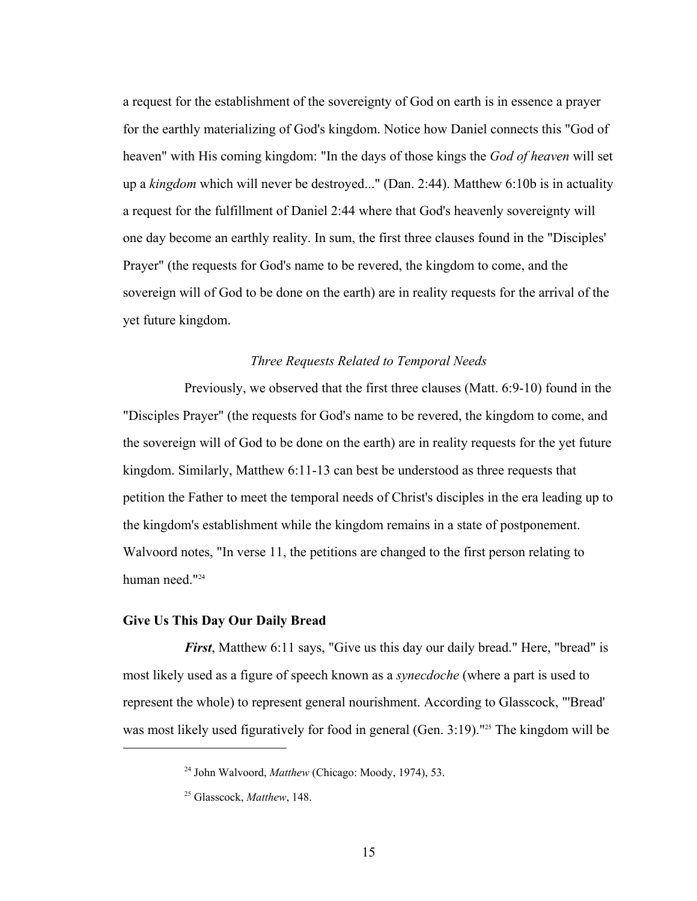a request for the establishment of the sovereignty of God on earth is in essence a prayer for the earthly materializing of God's kingdom. Notice how Daniel connects this "God of heaven" with His coming kingdom: "In the days of those kings the *God of heaven* will set up a *kingdom* which will never be destroyed..." (Dan. 2:44). Matthew 6:10b is in actuality a request for the fulfillment of Daniel 2:44 where that God's heavenly sovereignty will one day become an earthly reality. In sum, the first three clauses found in the "Disciples' Prayer" (the requests for God's name to be revered, the kingdom to come, and the sovereign will of God to be done on the earth) are in reality requests for the arrival of the yet future kingdom.

### *Three Requests Related to Temporal Needs*

Previously, we observed that the first three clauses (Matt. 6:9-10) found in the "Disciples Prayer" (the requests for God's name to be revered, the kingdom to come, and the sovereign will of God to be done on the earth) are in reality requests for the yet future kingdom. Similarly, Matthew 6:11-13 can best be understood as three requests that petition the Father to meet the temporal needs of Christ's disciples in the era leading up to the kingdom's establishment while the kingdom remains in a state of postponement. Walvoord notes, "In verse 11, the petitions are changed to the first person relating to human need."[24]

#### **Give Us This Day Our Daily Bread**

***First***, Matthew 6:11 says, "Give us this day our daily bread." Here, "bread" is most likely used as a figure of speech known as a *synecdoche* (where a part is used to represent the whole) to represent general nourishment. According to Glasscock, "'Bread' was most likely used figuratively for food in general (Gen. 3:19)."[25] The kingdom will be

---

[24] John Walvoord, *Matthew* (Chicago: Moody, 1974), 53.

[25] Glasscock, *Matthew*, 148.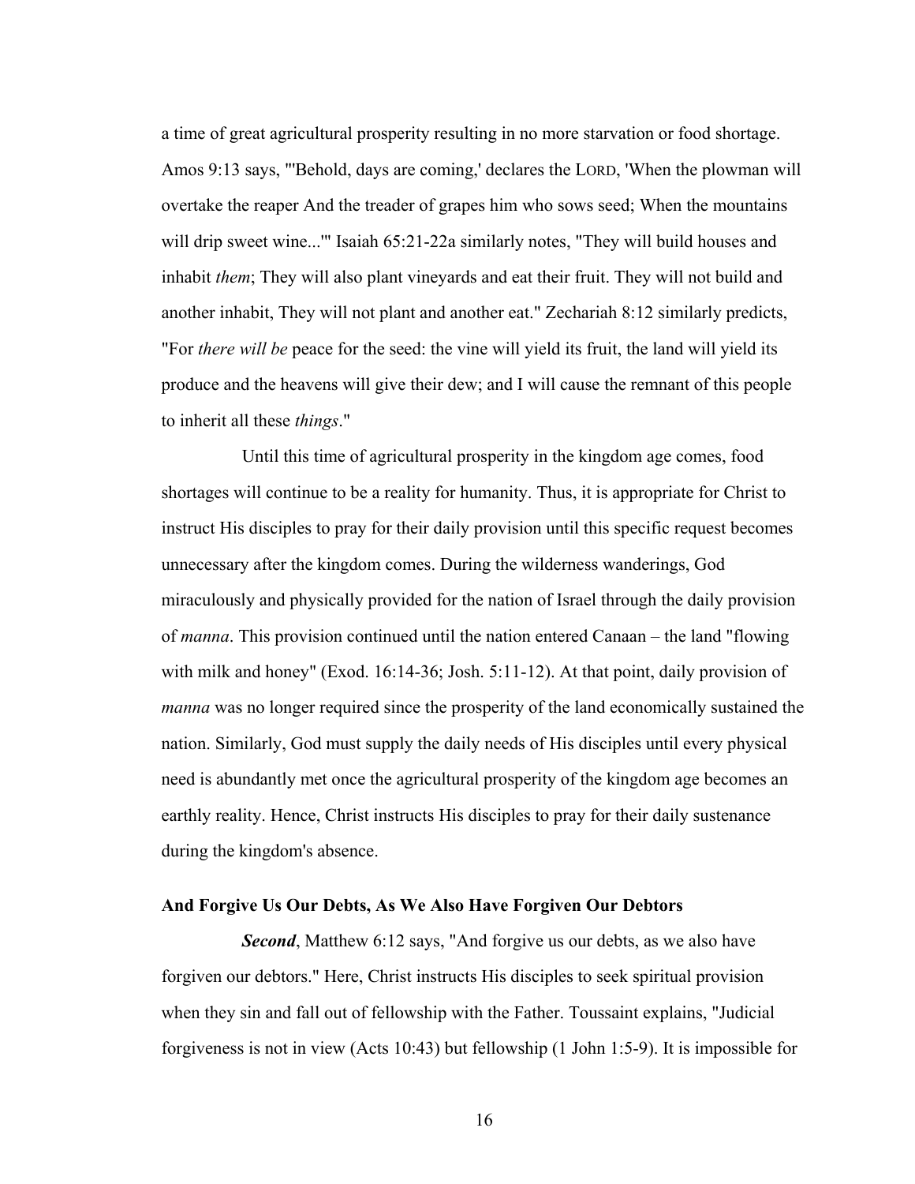a time of great agricultural prosperity resulting in no more starvation or food shortage. Amos 9:13 says, "'Behold, days are coming,' declares the LORD, 'When the plowman will overtake the reaper And the treader of grapes him who sows seed; When the mountains will drip sweet wine...'" Isaiah 65:21-22a similarly notes, "They will build houses and inhabit *them*; They will also plant vineyards and eat their fruit. They will not build and another inhabit, They will not plant and another eat." Zechariah 8:12 similarly predicts, "For *there will be* peace for the seed: the vine will yield its fruit, the land will yield its produce and the heavens will give their dew; and I will cause the remnant of this people to inherit all these *things*."

Until this time of agricultural prosperity in the kingdom age comes, food shortages will continue to be a reality for humanity. Thus, it is appropriate for Christ to instruct His disciples to pray for their daily provision until this specific request becomes unnecessary after the kingdom comes. During the wilderness wanderings, God miraculously and physically provided for the nation of Israel through the daily provision of *manna*. This provision continued until the nation entered Canaan – the land "flowing with milk and honey" (Exod. 16:14-36; Josh. 5:11-12). At that point, daily provision of *manna* was no longer required since the prosperity of the land economically sustained the nation. Similarly, God must supply the daily needs of His disciples until every physical need is abundantly met once the agricultural prosperity of the kingdom age becomes an earthly reality. Hence, Christ instructs His disciples to pray for their daily sustenance during the kingdom's absence.

### And Forgive Us Our Debts, As We Also Have Forgiven Our Debtors

***Second***, Matthew 6:12 says, "And forgive us our debts, as we also have forgiven our debtors." Here, Christ instructs His disciples to seek spiritual provision when they sin and fall out of fellowship with the Father. Toussaint explains, "Judicial forgiveness is not in view (Acts 10:43) but fellowship (1 John 1:5-9). It is impossible for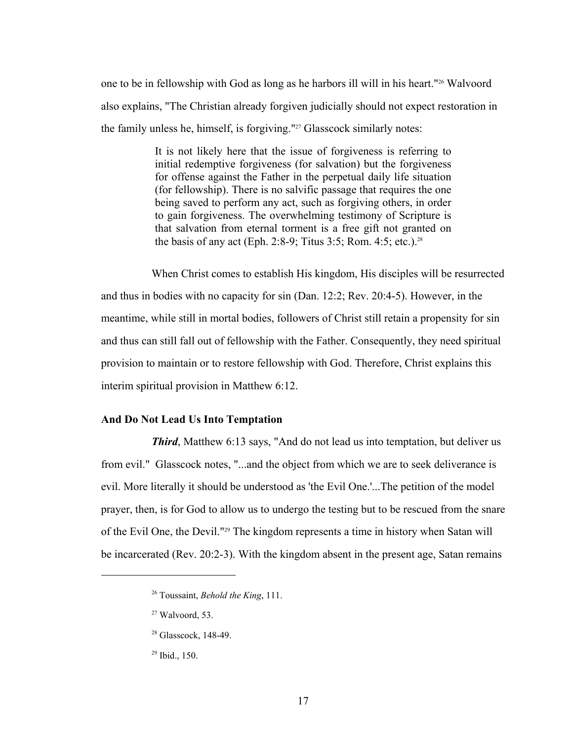one to be in fellowship with God as long as he harbors ill will in his heart."[26] Walvoord also explains, "The Christian already forgiven judicially should not expect restoration in the family unless he, himself, is forgiving."[27] Glasscock similarly notes:

> It is not likely here that the issue of forgiveness is referring to initial redemptive forgiveness (for salvation) but the forgiveness for offense against the Father in the perpetual daily life situation (for fellowship). There is no salvific passage that requires the one being saved to perform any act, such as forgiving others, in order to gain forgiveness. The overwhelming testimony of Scripture is that salvation from eternal torment is a free gift not granted on the basis of any act (Eph. 2:8-9; Titus 3:5; Rom. 4:5; etc.).[28]

When Christ comes to establish His kingdom, His disciples will be resurrected and thus in bodies with no capacity for sin (Dan. 12:2; Rev. 20:4-5). However, in the meantime, while still in mortal bodies, followers of Christ still retain a propensity for sin and thus can still fall out of fellowship with the Father. Consequently, they need spiritual provision to maintain or to restore fellowship with God. Therefore, Christ explains this interim spiritual provision in Matthew 6:12.

**And Do Not Lead Us Into Temptation**

***Third***, Matthew 6:13 says, "And do not lead us into temptation, but deliver us from evil." Glasscock notes, "...and the object from which we are to seek deliverance is evil. More literally it should be understood as 'the Evil One.'...The petition of the model prayer, then, is for God to allow us to undergo the testing but to be rescued from the snare of the Evil One, the Devil."[29] The kingdom represents a time in history when Satan will be incarcerated (Rev. 20:2-3). With the kingdom absent in the present age, Satan remains

---

[26] Toussaint, *Behold the King*, 111.

[27] Walvoord, 53.

[28] Glasscock, 148-49.

[29] Ibid., 150.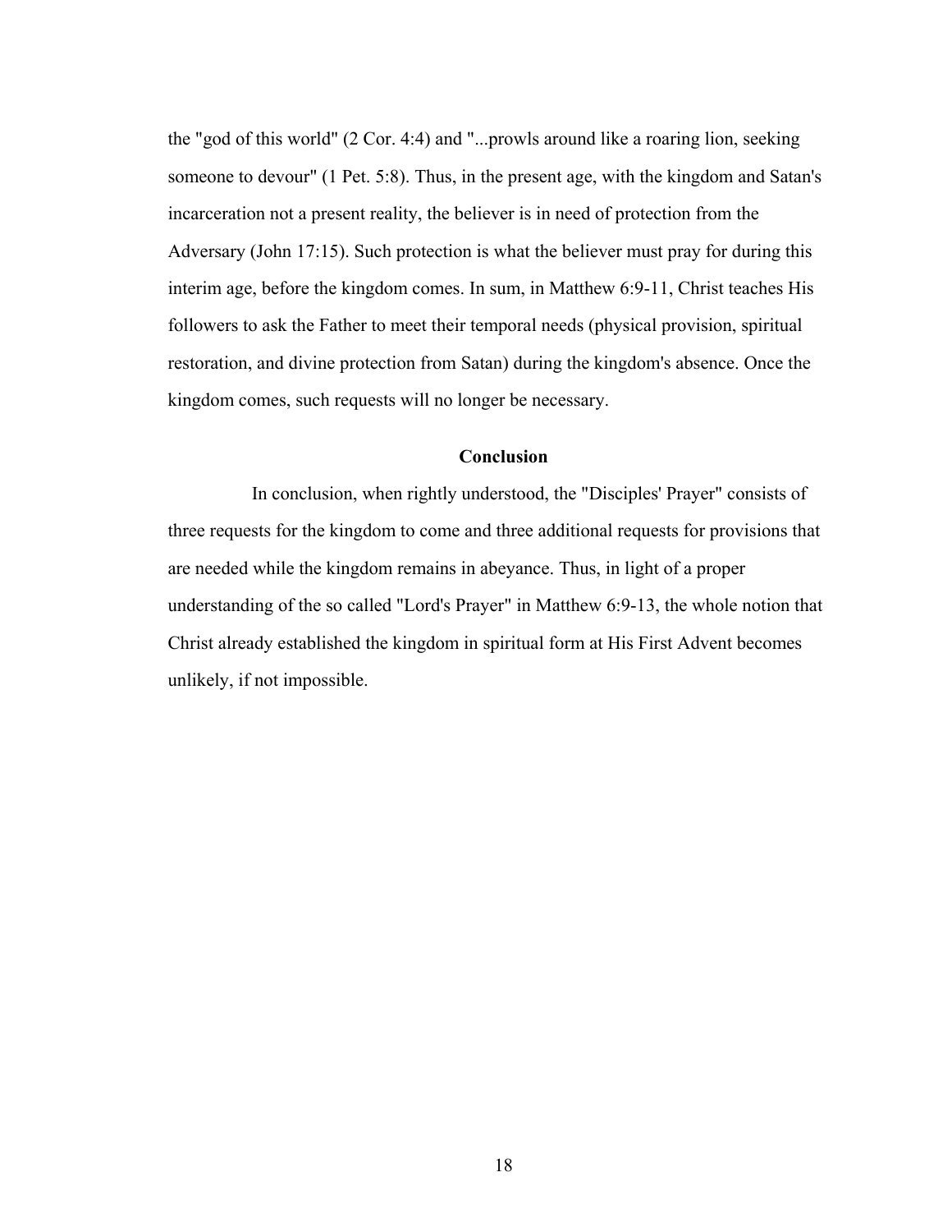the "god of this world" (2 Cor. 4:4) and "...prowls around like a roaring lion, seeking someone to devour" (1 Pet. 5:8). Thus, in the present age, with the kingdom and Satan's incarceration not a present reality, the believer is in need of protection from the Adversary (John 17:15). Such protection is what the believer must pray for during this interim age, before the kingdom comes. In sum, in Matthew 6:9-11, Christ teaches His followers to ask the Father to meet their temporal needs (physical provision, spiritual restoration, and divine protection from Satan) during the kingdom's absence. Once the kingdom comes, such requests will no longer be necessary.

## Conclusion

In conclusion, when rightly understood, the "Disciples' Prayer" consists of three requests for the kingdom to come and three additional requests for provisions that are needed while the kingdom remains in abeyance. Thus, in light of a proper understanding of the so called "Lord's Prayer" in Matthew 6:9-13, the whole notion that Christ already established the kingdom in spiritual form at His First Advent becomes unlikely, if not impossible.